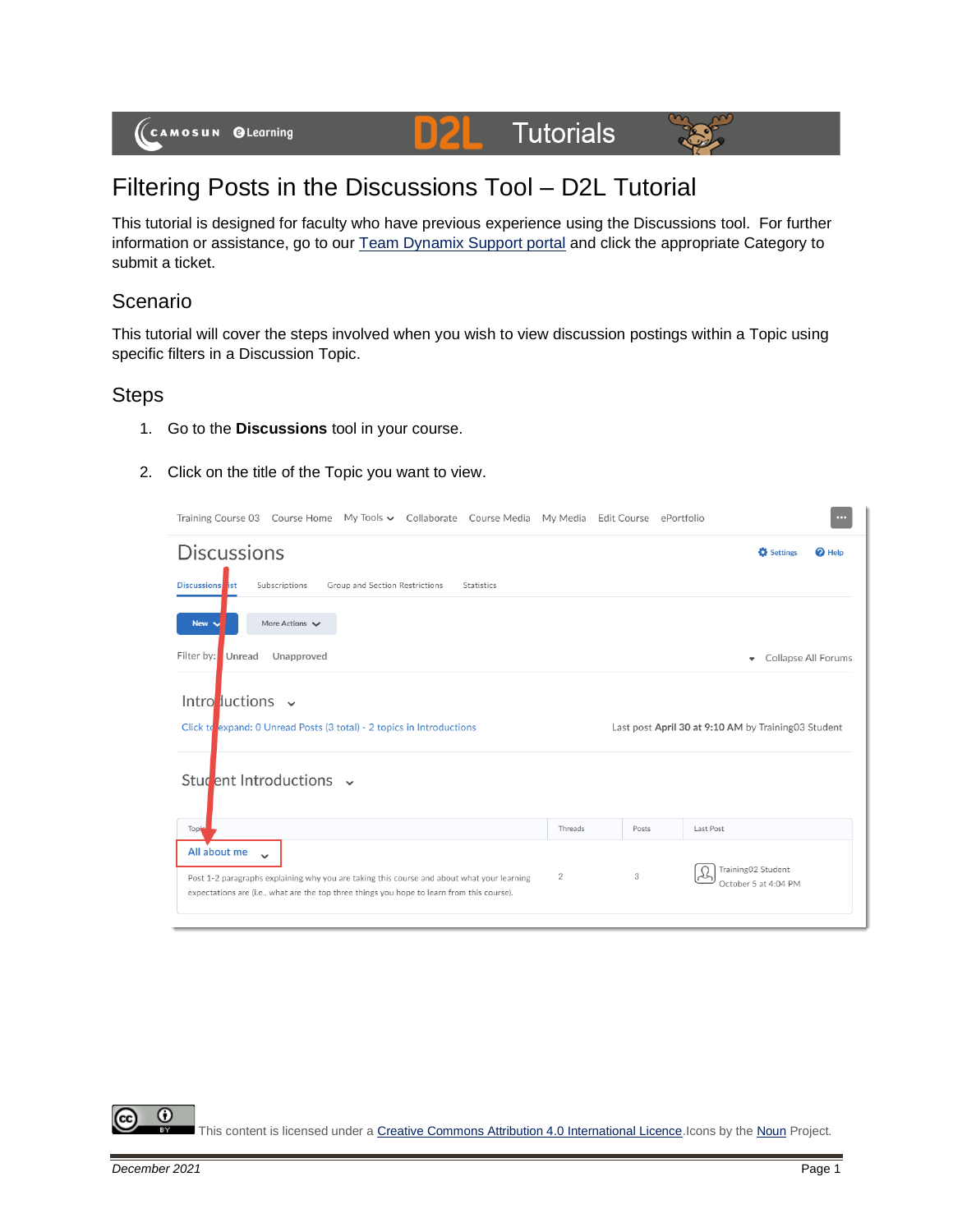# Filtering Posts in the Discussions Tool – D2L Tutorial

This tutorial is designed for faculty who have previous experience using the Discussions tool. For further information or assistance, go to our Team Dynamix Support portal and click the appropriate Category to submit a ticket.

## Scenario

This tutorial will cover the steps involved when you wish to view discussion postings within a Topic using specific filters in a Discussion Topic.

## Steps

1. Go to the **Discussions** tool in your course.
2. Click on the title of the Topic you want to view.

This content is licensed under a Creative Commons Attribution 4.0 International Licence. Icons by the Noun Project.

December 2021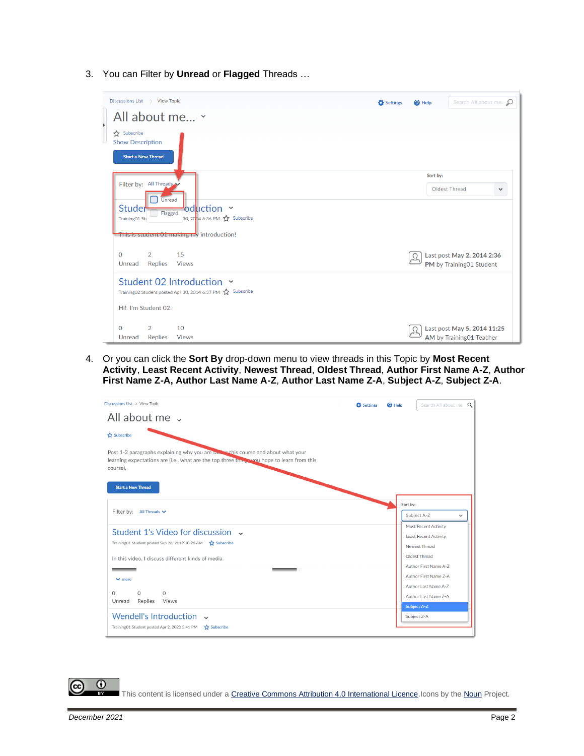3. You can Filter by **Unread** or **Flagged** Threads …

4. Or you can click the **Sort By** drop-down menu to view threads in this Topic by **Most Recent Activity**, **Least Recent Activity**, **Newest Thread**, **Oldest Thread**, **Author First Name A-Z**, **Author First Name Z-A, Author Last Name A-Z**, **Author Last Name Z-A**, **Subject A-Z**, **Subject Z-A**.

This content is licensed under a Creative Commons Attribution 4.0 International Licence.Icons by the Noun Project.

*December 2021*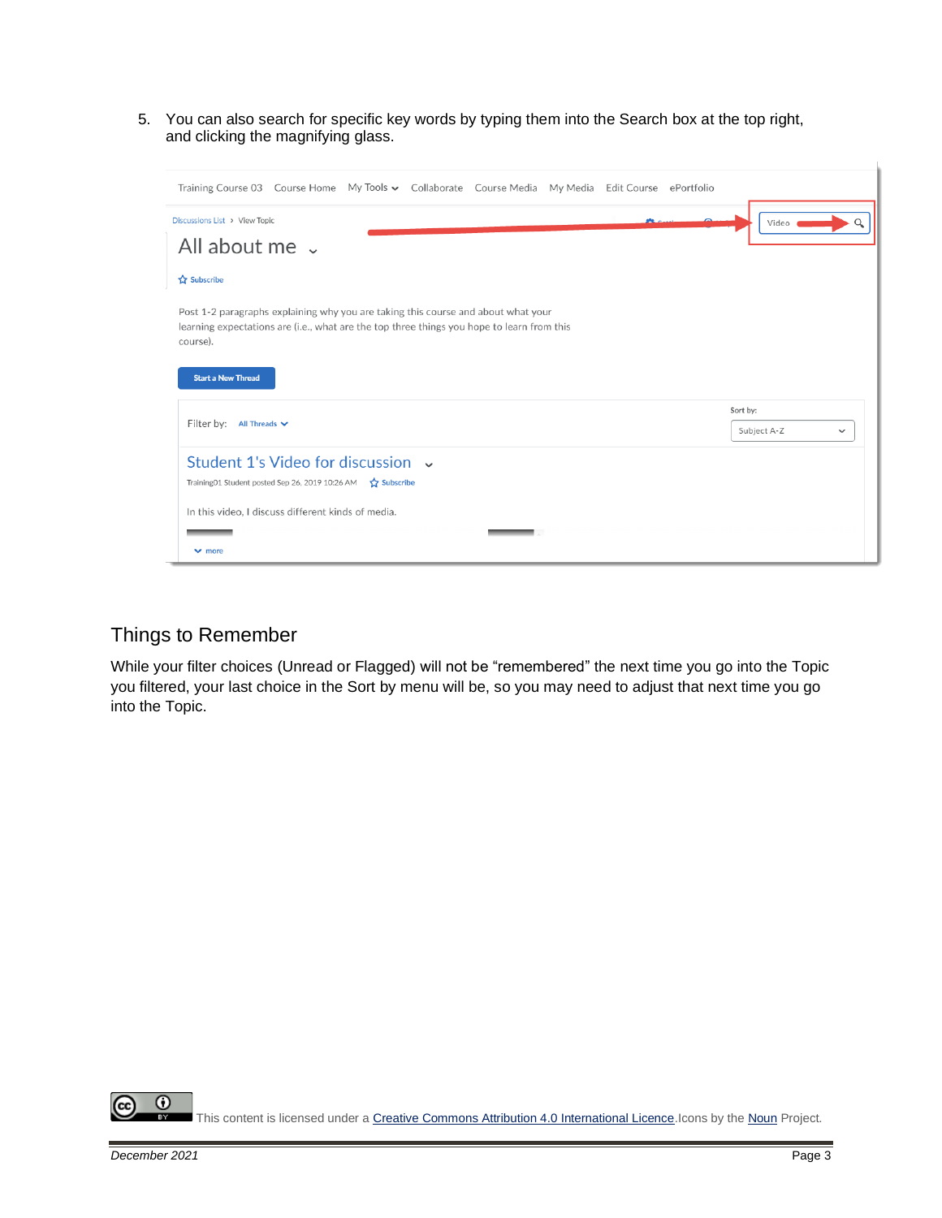5. You can also search for specific key words by typing them into the Search box at the top right, and clicking the magnifying glass.

## Things to Remember

While your filter choices (Unread or Flagged) will not be “remembered” the next time you go into the Topic you filtered, your last choice in the Sort by menu will be, so you may need to adjust that next time you go into the Topic.

This content is licensed under a Creative Commons Attribution 4.0 International Licence. Icons by the Noun Project.